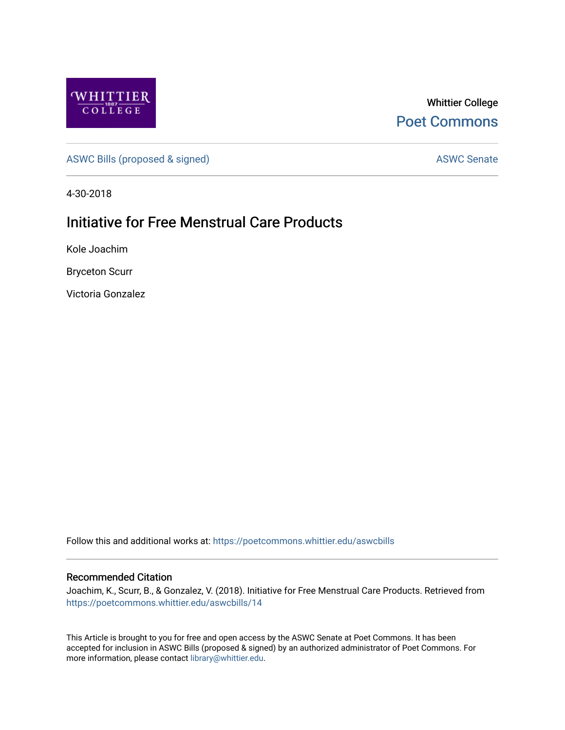Whittier College

Poet Commons

ASWC Bills (proposed & signed)

ASWC Senate

4-30-2018

# Initiative for Free Menstrual Care Products

Kole Joachim

Bryceton Scurr

Victoria Gonzalez

Follow this and additional works at: https://poetcommons.whittier.edu/aswcbills

## Recommended Citation

Joachim, K., Scurr, B., & Gonzalez, V. (2018). Initiative for Free Menstrual Care Products. Retrieved from https://poetcommons.whittier.edu/aswcbills/14

This Article is brought to you for free and open access by the ASWC Senate at Poet Commons. It has been accepted for inclusion in ASWC Bills (proposed & signed) by an authorized administrator of Poet Commons. For more information, please contact library@whittier.edu.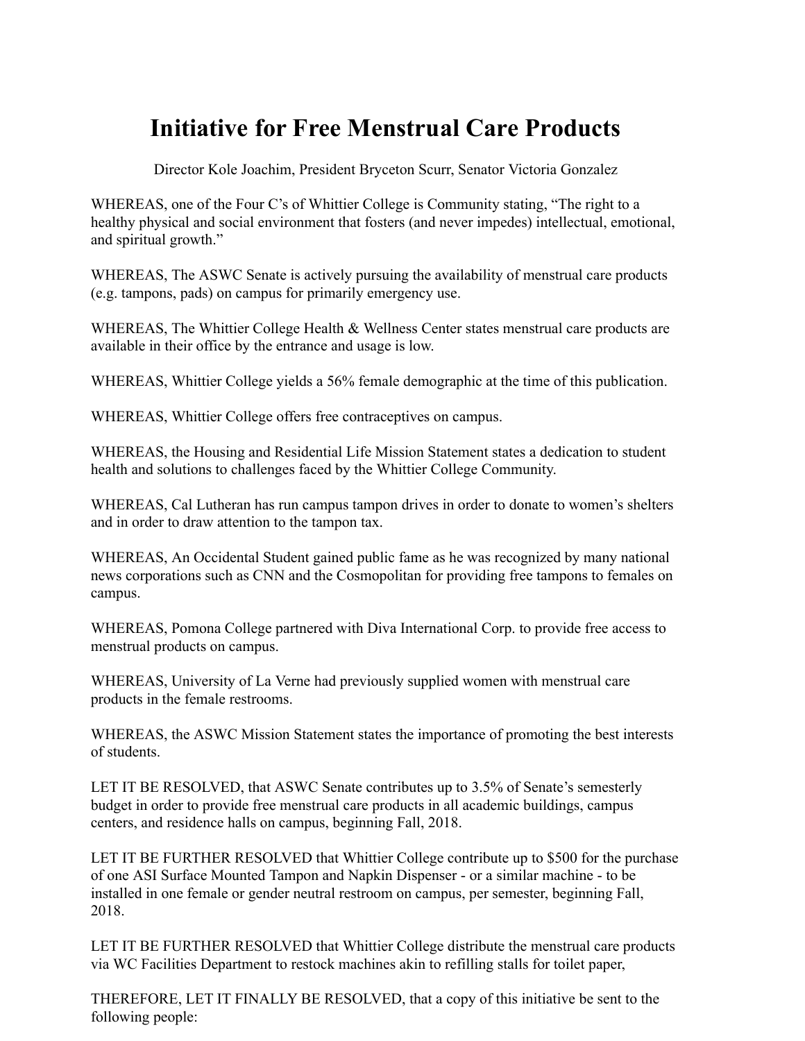# Initiative for Free Menstrual Care Products

Director Kole Joachim, President Bryceton Scurr, Senator Victoria Gonzalez

WHEREAS, one of the Four C's of Whittier College is Community stating, "The right to a healthy physical and social environment that fosters (and never impedes) intellectual, emotional, and spiritual growth."

WHEREAS, The ASWC Senate is actively pursuing the availability of menstrual care products (e.g. tampons, pads) on campus for primarily emergency use.

WHEREAS, The Whittier College Health & Wellness Center states menstrual care products are available in their office by the entrance and usage is low.

WHEREAS, Whittier College yields a 56% female demographic at the time of this publication.

WHEREAS, Whittier College offers free contraceptives on campus.

WHEREAS, the Housing and Residential Life Mission Statement states a dedication to student health and solutions to challenges faced by the Whittier College Community.

WHEREAS, Cal Lutheran has run campus tampon drives in order to donate to women's shelters and in order to draw attention to the tampon tax.

WHEREAS, An Occidental Student gained public fame as he was recognized by many national news corporations such as CNN and the Cosmopolitan for providing free tampons to females on campus.

WHEREAS, Pomona College partnered with Diva International Corp. to provide free access to menstrual products on campus.

WHEREAS, University of La Verne had previously supplied women with menstrual care products in the female restrooms.

WHEREAS, the ASWC Mission Statement states the importance of promoting the best interests of students.

LET IT BE RESOLVED, that ASWC Senate contributes up to 3.5% of Senate's semesterly budget in order to provide free menstrual care products in all academic buildings, campus centers, and residence halls on campus, beginning Fall, 2018.

LET IT BE FURTHER RESOLVED that Whittier College contribute up to $500 for the purchase of one ASI Surface Mounted Tampon and Napkin Dispenser - or a similar machine - to be installed in one female or gender neutral restroom on campus, per semester, beginning Fall, 2018.

LET IT BE FURTHER RESOLVED that Whittier College distribute the menstrual care products via WC Facilities Department to restock machines akin to refilling stalls for toilet paper,

THEREFORE, LET IT FINALLY BE RESOLVED, that a copy of this initiative be sent to the following people: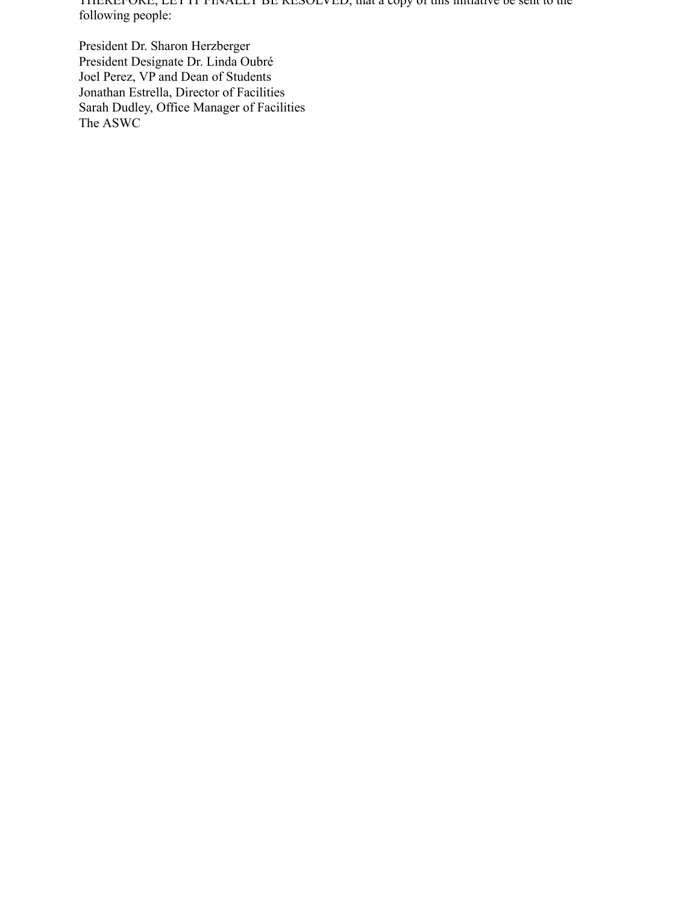THEREFORE, LET IT FINALLY BE RESOLVED, that a copy of this initiative be sent to the following people:

President Dr. Sharon Herzberger
President Designate Dr. Linda Oubré
Joel Perez, VP and Dean of Students
Jonathan Estrella, Director of Facilities
Sarah Dudley, Office Manager of Facilities
The ASWC